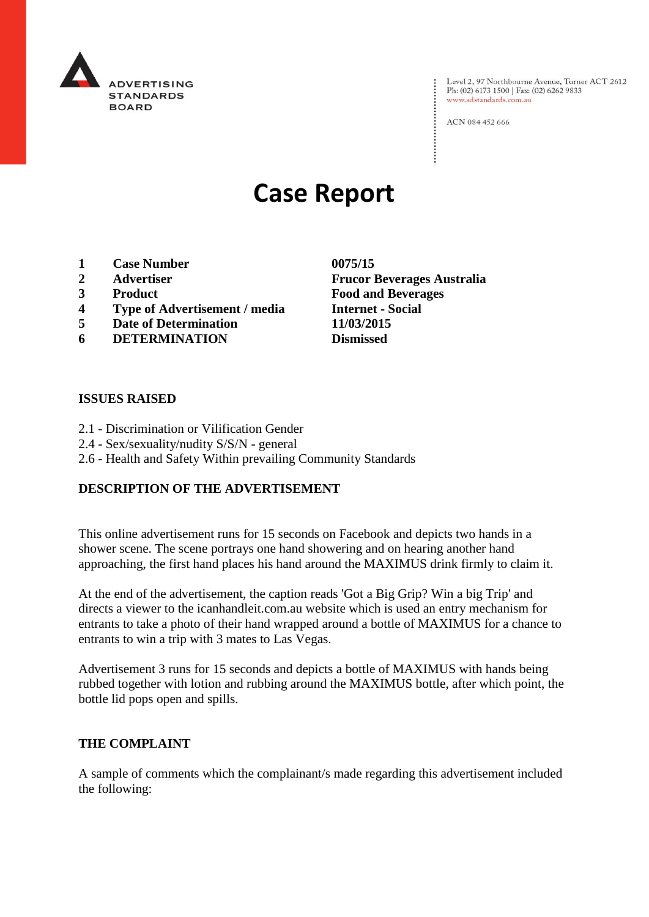ADVERTISING STANDARDS BOARD

Level 2, 97 Northbourne Avenue, Turner ACT 2612
Ph: (02) 6173 1500 | Fax: (02) 6262 9833
www.adstandards.com.au

ACN 084 452 666

# Case Report

| | | |
|---|---|---|
| 1 | **Case Number** | **0075/15** |
| 2 | **Advertiser** | **Frucor Beverages Australia** |
| 3 | **Product** | **Food and Beverages** |
| 4 | **Type of Advertisement / media** | **Internet - Social** |
| 5 | **Date of Determination** | **11/03/2015** |
| 6 | **DETERMINATION** | **Dismissed** |

## ISSUES RAISED

2.1 - Discrimination or Vilification Gender
2.4 - Sex/sexuality/nudity S/S/N - general
2.6 - Health and Safety Within prevailing Community Standards

## DESCRIPTION OF THE ADVERTISEMENT

This online advertisement runs for 15 seconds on Facebook and depicts two hands in a shower scene. The scene portrays one hand showering and on hearing another hand approaching, the first hand places his hand around the MAXIMUS drink firmly to claim it.

At the end of the advertisement, the caption reads 'Got a Big Grip? Win a big Trip' and directs a viewer to the icanhandleit.com.au website which is used an entry mechanism for entrants to take a photo of their hand wrapped around a bottle of MAXIMUS for a chance to entrants to win a trip with 3 mates to Las Vegas.

Advertisement 3 runs for 15 seconds and depicts a bottle of MAXIMUS with hands being rubbed together with lotion and rubbing around the MAXIMUS bottle, after which point, the bottle lid pops open and spills.

## THE COMPLAINT

A sample of comments which the complainant/s made regarding this advertisement included the following: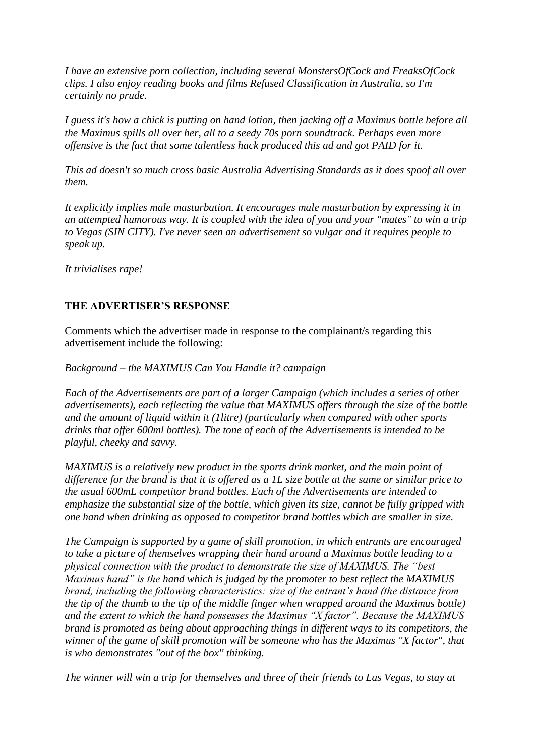*I have an extensive porn collection, including several MonstersOfCock and FreaksOfCock clips. I also enjoy reading books and films Refused Classification in Australia, so I'm certainly no prude.*

*I guess it's how a chick is putting on hand lotion, then jacking off a Maximus bottle before all the Maximus spills all over her, all to a seedy 70s porn soundtrack. Perhaps even more offensive is the fact that some talentless hack produced this ad and got PAID for it.*

*This ad doesn't so much cross basic Australia Advertising Standards as it does spoof all over them.*

*It explicitly implies male masturbation. It encourages male masturbation by expressing it in an attempted humorous way. It is coupled with the idea of you and your "mates" to win a trip to Vegas (SIN CITY). I've never seen an advertisement so vulgar and it requires people to speak up.*

*It trivialises rape!*

**THE ADVERTISER'S RESPONSE**

Comments which the advertiser made in response to the complainant/s regarding this advertisement include the following:

*Background – the MAXIMUS Can You Handle it? campaign*

*Each of the Advertisements are part of a larger Campaign (which includes a series of other advertisements), each reflecting the value that MAXIMUS offers through the size of the bottle and the amount of liquid within it (1litre) (particularly when compared with other sports drinks that offer 600ml bottles). The tone of each of the Advertisements is intended to be playful, cheeky and savvy.*

*MAXIMUS is a relatively new product in the sports drink market, and the main point of difference for the brand is that it is offered as a 1L size bottle at the same or similar price to the usual 600mL competitor brand bottles. Each of the Advertisements are intended to emphasize the substantial size of the bottle, which given its size, cannot be fully gripped with one hand when drinking as opposed to competitor brand bottles which are smaller in size.*

*The Campaign is supported by a game of skill promotion, in which entrants are encouraged to take a picture of themselves wrapping their hand around a Maximus bottle leading to a physical connection with the product to demonstrate the size of MAXIMUS. The "best Maximus hand" is the hand which is judged by the promoter to best reflect the MAXIMUS brand, including the following characteristics: size of the entrant's hand (the distance from the tip of the thumb to the tip of the middle finger when wrapped around the Maximus bottle) and the extent to which the hand possesses the Maximus "X factor". Because the MAXIMUS brand is promoted as being about approaching things in different ways to its competitors, the winner of the game of skill promotion will be someone who has the Maximus "X factor", that is who demonstrates "out of the box" thinking.*

*The winner will win a trip for themselves and three of their friends to Las Vegas, to stay at*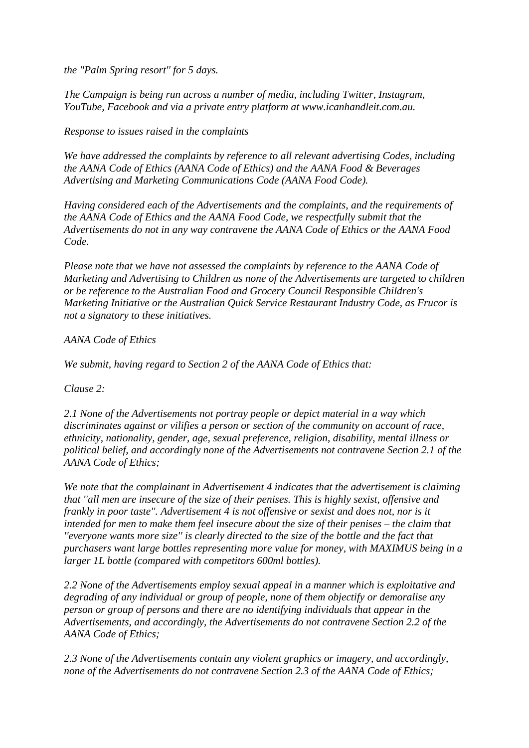*the "Palm Spring resort" for 5 days.*

*The Campaign is being run across a number of media, including Twitter, Instagram, YouTube, Facebook and via a private entry platform at www.icanhandleit.com.au.*

*Response to issues raised in the complaints*

*We have addressed the complaints by reference to all relevant advertising Codes, including the AANA Code of Ethics (AANA Code of Ethics) and the AANA Food & Beverages Advertising and Marketing Communications Code (AANA Food Code).*

*Having considered each of the Advertisements and the complaints, and the requirements of the AANA Code of Ethics and the AANA Food Code, we respectfully submit that the Advertisements do not in any way contravene the AANA Code of Ethics or the AANA Food Code.*

*Please note that we have not assessed the complaints by reference to the AANA Code of Marketing and Advertising to Children as none of the Advertisements are targeted to children or be reference to the Australian Food and Grocery Council Responsible Children's Marketing Initiative or the Australian Quick Service Restaurant Industry Code, as Frucor is not a signatory to these initiatives.*

*AANA Code of Ethics*

*We submit, having regard to Section 2 of the AANA Code of Ethics that:*

*Clause 2:*

*2.1 None of the Advertisements not portray people or depict material in a way which discriminates against or vilifies a person or section of the community on account of race, ethnicity, nationality, gender, age, sexual preference, religion, disability, mental illness or political belief, and accordingly none of the Advertisements not contravene Section 2.1 of the AANA Code of Ethics;*

*We note that the complainant in Advertisement 4 indicates that the advertisement is claiming that "all men are insecure of the size of their penises. This is highly sexist, offensive and frankly in poor taste". Advertisement 4 is not offensive or sexist and does not, nor is it intended for men to make them feel insecure about the size of their penises – the claim that "everyone wants more size" is clearly directed to the size of the bottle and the fact that purchasers want large bottles representing more value for money, with MAXIMUS being in a larger 1L bottle (compared with competitors 600ml bottles).*

*2.2 None of the Advertisements employ sexual appeal in a manner which is exploitative and degrading of any individual or group of people, none of them objectify or demoralise any person or group of persons and there are no identifying individuals that appear in the Advertisements, and accordingly, the Advertisements do not contravene Section 2.2 of the AANA Code of Ethics;*

*2.3 None of the Advertisements contain any violent graphics or imagery, and accordingly, none of the Advertisements do not contravene Section 2.3 of the AANA Code of Ethics;*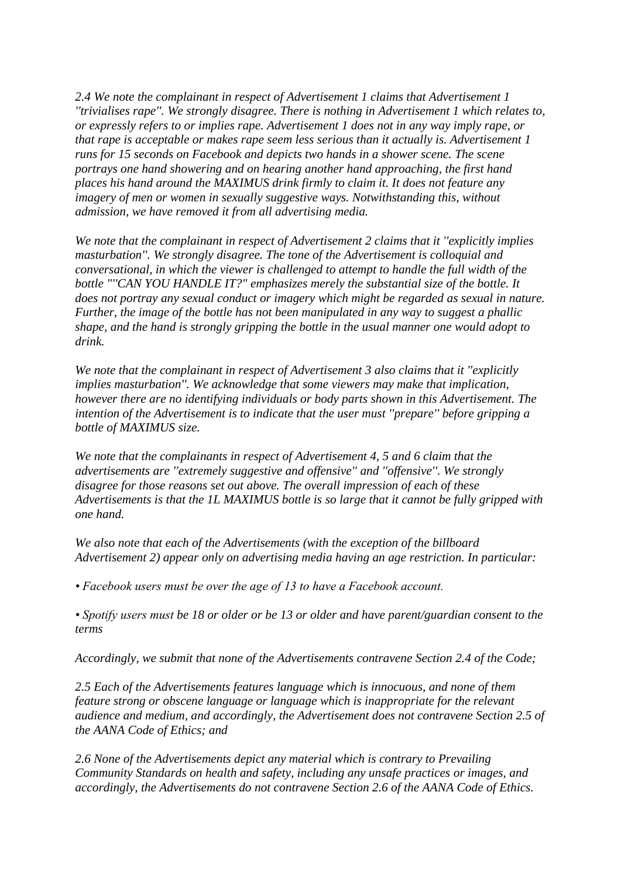*2.4 We note the complainant in respect of Advertisement 1 claims that Advertisement 1 "trivialises rape". We strongly disagree. There is nothing in Advertisement 1 which relates to, or expressly refers to or implies rape. Advertisement 1 does not in any way imply rape, or that rape is acceptable or makes rape seem less serious than it actually is. Advertisement 1 runs for 15 seconds on Facebook and depicts two hands in a shower scene. The scene portrays one hand showering and on hearing another hand approaching, the first hand places his hand around the MAXIMUS drink firmly to claim it. It does not feature any imagery of men or women in sexually suggestive ways. Notwithstanding this, without admission, we have removed it from all advertising media.*

*We note that the complainant in respect of Advertisement 2 claims that it "explicitly implies masturbation". We strongly disagree. The tone of the Advertisement is colloquial and conversational, in which the viewer is challenged to attempt to handle the full width of the bottle ""CAN YOU HANDLE IT?" emphasizes merely the substantial size of the bottle. It does not portray any sexual conduct or imagery which might be regarded as sexual in nature. Further, the image of the bottle has not been manipulated in any way to suggest a phallic shape, and the hand is strongly gripping the bottle in the usual manner one would adopt to drink.*

*We note that the complainant in respect of Advertisement 3 also claims that it "explicitly implies masturbation". We acknowledge that some viewers may make that implication, however there are no identifying individuals or body parts shown in this Advertisement. The intention of the Advertisement is to indicate that the user must "prepare" before gripping a bottle of MAXIMUS size.*

*We note that the complainants in respect of Advertisement 4, 5 and 6 claim that the advertisements are "extremely suggestive and offensive" and "offensive". We strongly disagree for those reasons set out above. The overall impression of each of these Advertisements is that the 1L MAXIMUS bottle is so large that it cannot be fully gripped with one hand.*

*We also note that each of the Advertisements (with the exception of the billboard Advertisement 2) appear only on advertising media having an age restriction. In particular:*

- *Facebook users must be over the age of 13 to have a Facebook account.*

- *Spotify users must be 18 or older or be 13 or older and have parent/guardian consent to the terms*

*Accordingly, we submit that none of the Advertisements contravene Section 2.4 of the Code;*

*2.5 Each of the Advertisements features language which is innocuous, and none of them feature strong or obscene language or language which is inappropriate for the relevant audience and medium, and accordingly, the Advertisement does not contravene Section 2.5 of the AANA Code of Ethics; and*

*2.6 None of the Advertisements depict any material which is contrary to Prevailing Community Standards on health and safety, including any unsafe practices or images, and accordingly, the Advertisements do not contravene Section 2.6 of the AANA Code of Ethics.*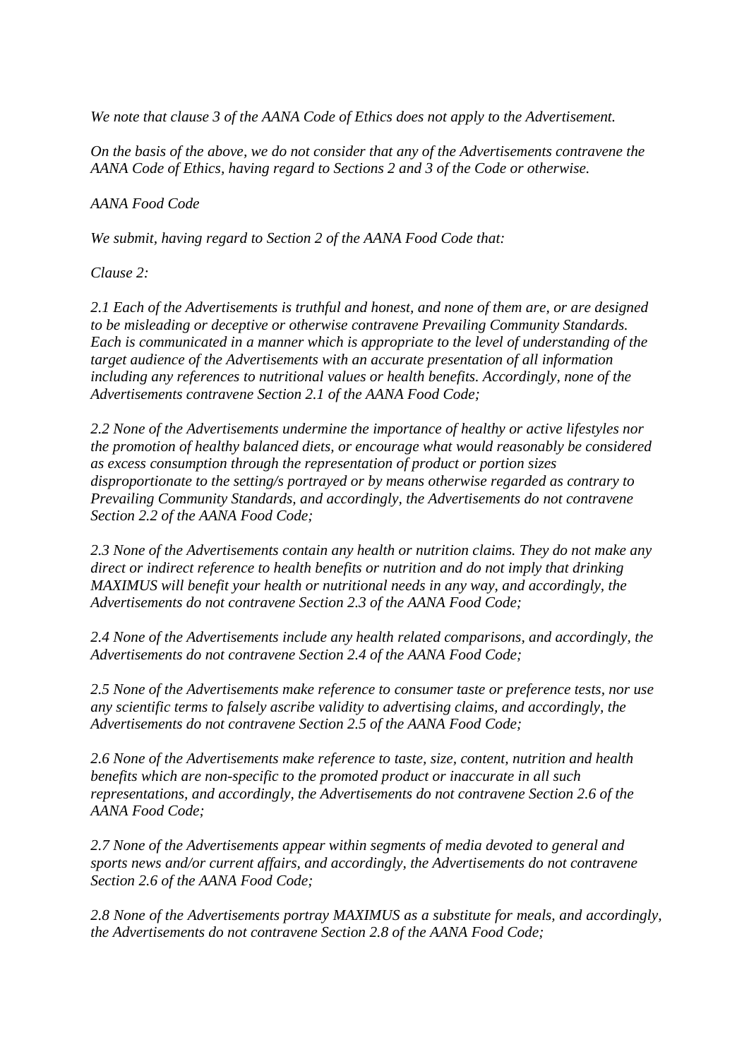*We note that clause 3 of the AANA Code of Ethics does not apply to the Advertisement.*

*On the basis of the above, we do not consider that any of the Advertisements contravene the AANA Code of Ethics, having regard to Sections 2 and 3 of the Code or otherwise.*

*AANA Food Code*

*We submit, having regard to Section 2 of the AANA Food Code that:*

*Clause 2:*

*2.1 Each of the Advertisements is truthful and honest, and none of them are, or are designed to be misleading or deceptive or otherwise contravene Prevailing Community Standards. Each is communicated in a manner which is appropriate to the level of understanding of the target audience of the Advertisements with an accurate presentation of all information including any references to nutritional values or health benefits. Accordingly, none of the Advertisements contravene Section 2.1 of the AANA Food Code;*

*2.2 None of the Advertisements undermine the importance of healthy or active lifestyles nor the promotion of healthy balanced diets, or encourage what would reasonably be considered as excess consumption through the representation of product or portion sizes disproportionate to the setting/s portrayed or by means otherwise regarded as contrary to Prevailing Community Standards, and accordingly, the Advertisements do not contravene Section 2.2 of the AANA Food Code;*

*2.3 None of the Advertisements contain any health or nutrition claims. They do not make any direct or indirect reference to health benefits or nutrition and do not imply that drinking MAXIMUS will benefit your health or nutritional needs in any way, and accordingly, the Advertisements do not contravene Section 2.3 of the AANA Food Code;*

*2.4 None of the Advertisements include any health related comparisons, and accordingly, the Advertisements do not contravene Section 2.4 of the AANA Food Code;*

*2.5 None of the Advertisements make reference to consumer taste or preference tests, nor use any scientific terms to falsely ascribe validity to advertising claims, and accordingly, the Advertisements do not contravene Section 2.5 of the AANA Food Code;*

*2.6 None of the Advertisements make reference to taste, size, content, nutrition and health benefits which are non-specific to the promoted product or inaccurate in all such representations, and accordingly, the Advertisements do not contravene Section 2.6 of the AANA Food Code;*

*2.7 None of the Advertisements appear within segments of media devoted to general and sports news and/or current affairs, and accordingly, the Advertisements do not contravene Section 2.6 of the AANA Food Code;*

*2.8 None of the Advertisements portray MAXIMUS as a substitute for meals, and accordingly, the Advertisements do not contravene Section 2.8 of the AANA Food Code;*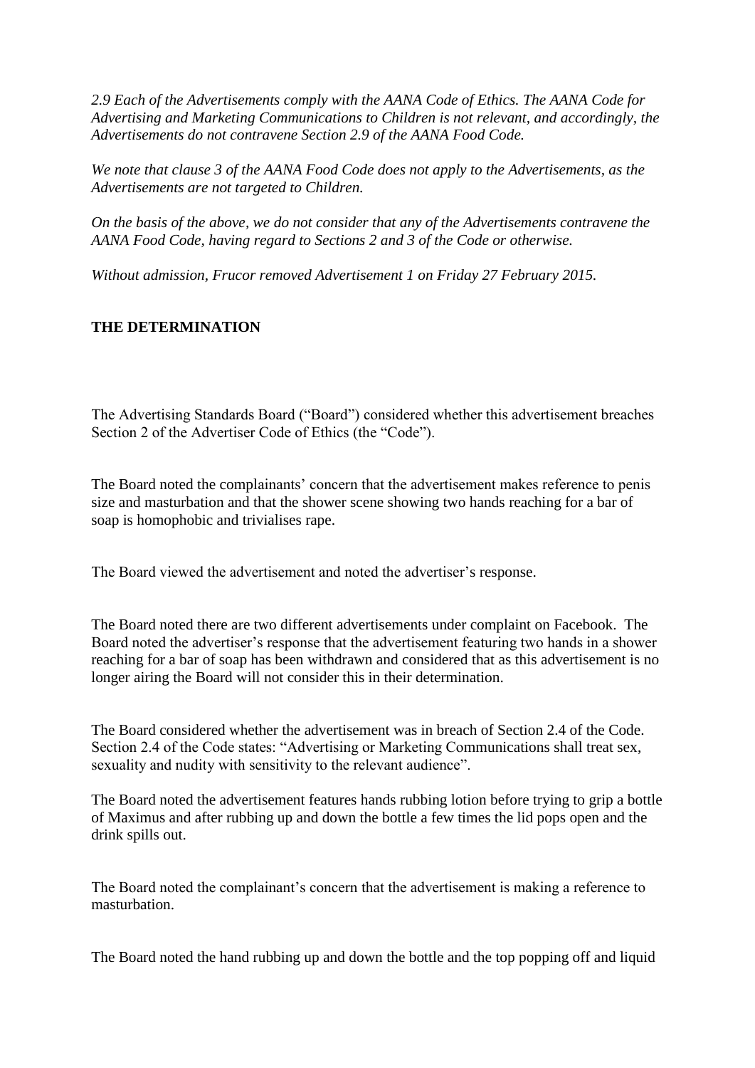*2.9 Each of the Advertisements comply with the AANA Code of Ethics. The AANA Code for Advertising and Marketing Communications to Children is not relevant, and accordingly, the Advertisements do not contravene Section 2.9 of the AANA Food Code.*

*We note that clause 3 of the AANA Food Code does not apply to the Advertisements, as the Advertisements are not targeted to Children.*

*On the basis of the above, we do not consider that any of the Advertisements contravene the AANA Food Code, having regard to Sections 2 and 3 of the Code or otherwise.*

*Without admission, Frucor removed Advertisement 1 on Friday 27 February 2015.*

## THE DETERMINATION

The Advertising Standards Board ("Board") considered whether this advertisement breaches Section 2 of the Advertiser Code of Ethics (the "Code").

The Board noted the complainants' concern that the advertisement makes reference to penis size and masturbation and that the shower scene showing two hands reaching for a bar of soap is homophobic and trivialises rape.

The Board viewed the advertisement and noted the advertiser's response.

The Board noted there are two different advertisements under complaint on Facebook. The Board noted the advertiser's response that the advertisement featuring two hands in a shower reaching for a bar of soap has been withdrawn and considered that as this advertisement is no longer airing the Board will not consider this in their determination.

The Board considered whether the advertisement was in breach of Section 2.4 of the Code. Section 2.4 of the Code states: "Advertising or Marketing Communications shall treat sex, sexuality and nudity with sensitivity to the relevant audience".

The Board noted the advertisement features hands rubbing lotion before trying to grip a bottle of Maximus and after rubbing up and down the bottle a few times the lid pops open and the drink spills out.

The Board noted the complainant's concern that the advertisement is making a reference to masturbation.

The Board noted the hand rubbing up and down the bottle and the top popping off and liquid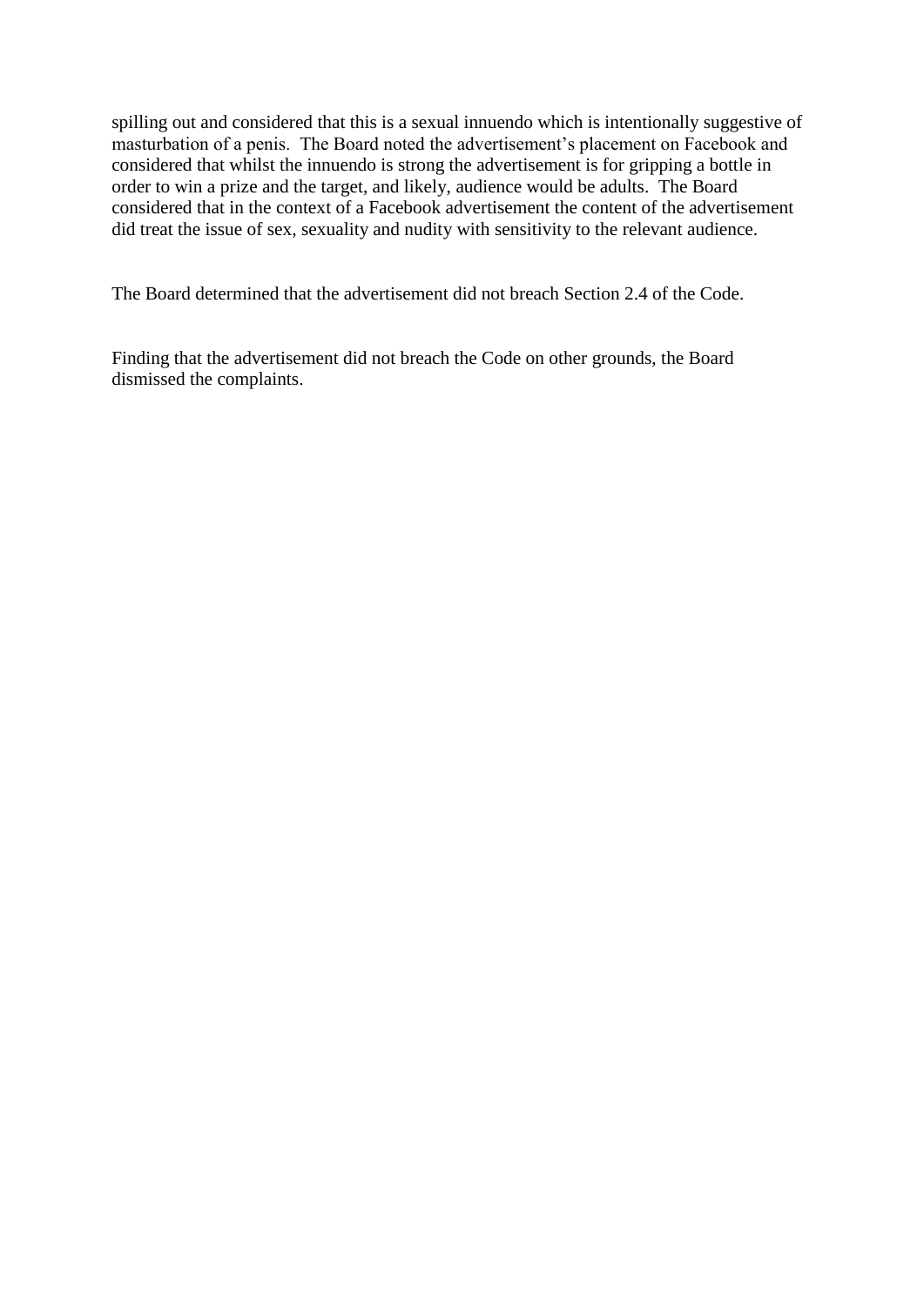spilling out and considered that this is a sexual innuendo which is intentionally suggestive of masturbation of a penis. The Board noted the advertisement's placement on Facebook and considered that whilst the innuendo is strong the advertisement is for gripping a bottle in order to win a prize and the target, and likely, audience would be adults. The Board considered that in the context of a Facebook advertisement the content of the advertisement did treat the issue of sex, sexuality and nudity with sensitivity to the relevant audience.

The Board determined that the advertisement did not breach Section 2.4 of the Code.

Finding that the advertisement did not breach the Code on other grounds, the Board dismissed the complaints.